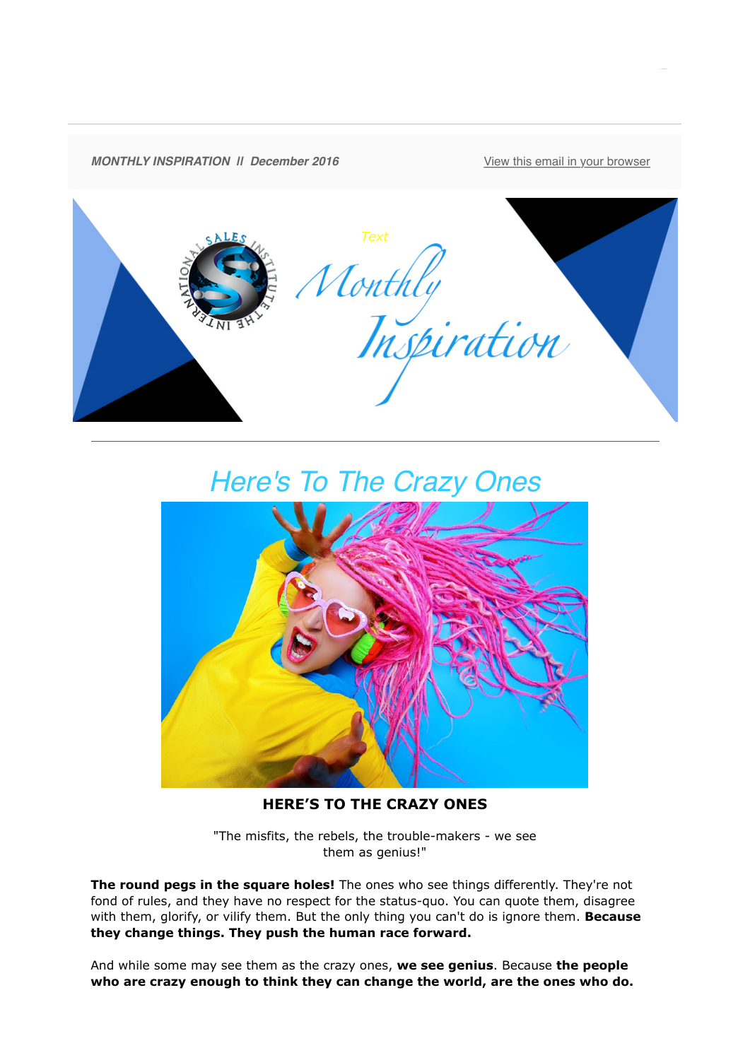***MONTHLY INSPIRATION** // **December 2016***

View this email in your browser

Text

# *Here's To The Crazy Ones*

**HERE'S TO THE CRAZY ONES**

"The misfits, the rebels, the trouble-makers - we see them as genius!"

**The round pegs in the square holes!** The ones who see things differently. They're not fond of rules, and they have no respect for the status-quo. You can quote them, disagree with them, glorify, or vilify them. But the only thing you can't do is ignore them. **Because they change things. They push the human race forward.**

And while some may see them as the crazy ones, **we see genius**. Because **the people who are crazy enough to think they can change the world, are the ones who do.**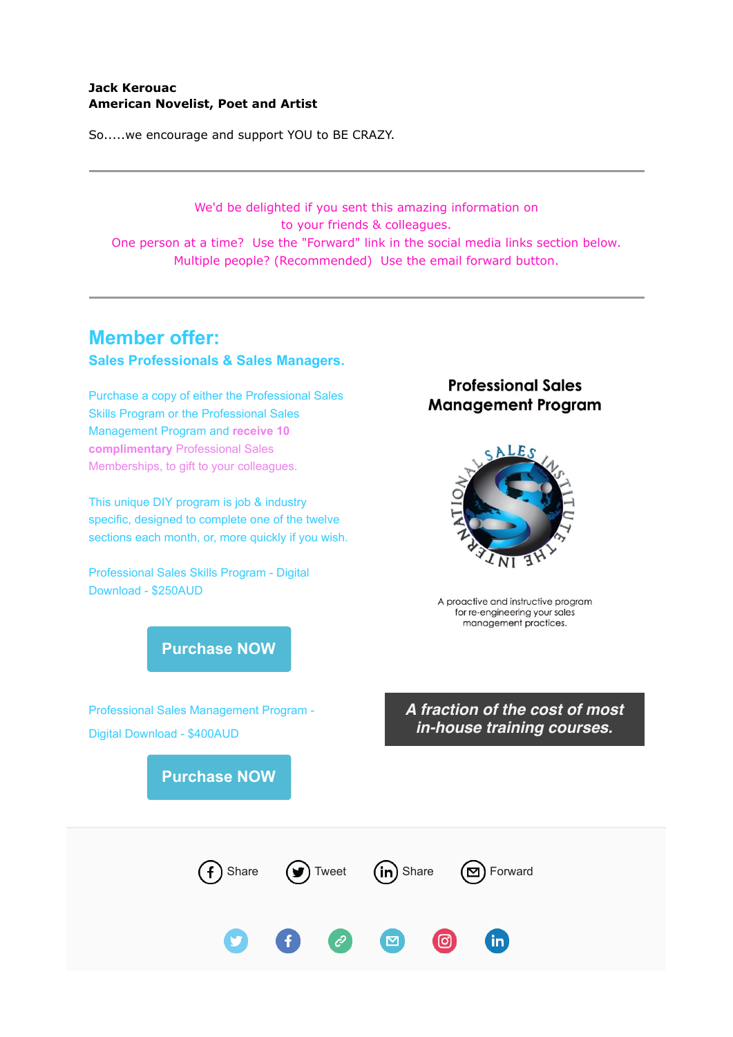**Jack Kerouac**
**American Novelist, Poet and Artist**

So.....we encourage and support YOU to BE CRAZY.

---

We'd be delighted if you sent this amazing information on
to your friends & colleagues.
One person at a time? Use the "Forward" link in the social media links section below.
Multiple people? (Recommended) Use the email forward button.

---

## Member offer:

**Sales Professionals & Sales Managers.**

Purchase a copy of either the Professional Sales Skills Program or the Professional Sales Management Program and **receive 10 complimentary** Professional Sales Memberships, to gift to your colleagues.

This unique DIY program is job & industry specific, designed to complete one of the twelve sections each month, or, more quickly if you wish.

Professional Sales Skills Program - Digital Download - $250AUD

Purchase NOW

**Professional Sales Management Program**

THE INTERNATIONAL SALES INSTITUTE

A proactive and instructive program for re-engineering your sales management practices.

Professional Sales Management Program - Digital Download - $400AUD

Purchase NOW

***A fraction of the cost of most in-house training courses.***

Share Tweet Share Forward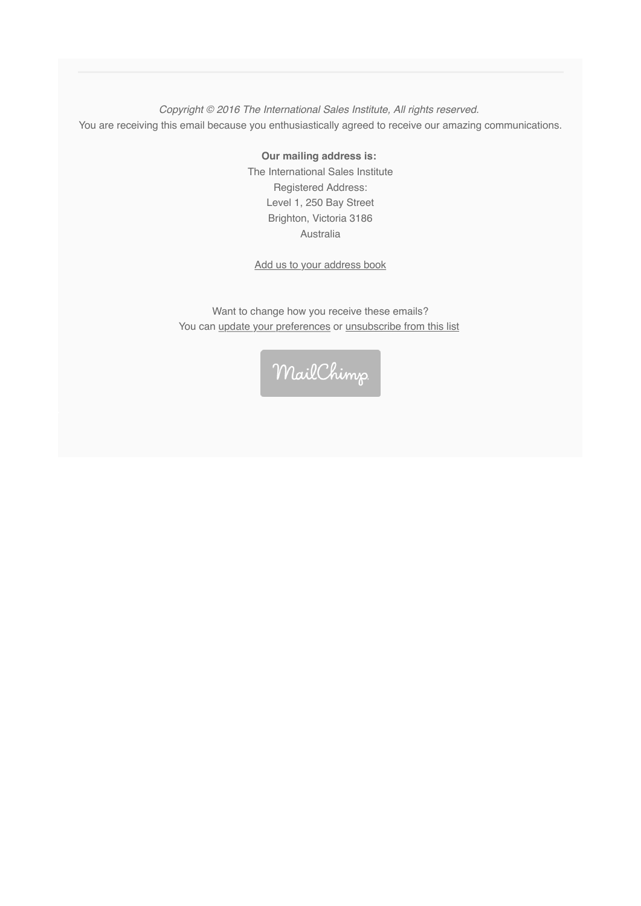*Copyright © 2016 The International Sales Institute, All rights reserved.*
You are receiving this email because you enthusiastically agreed to receive our amazing communications.

**Our mailing address is:**
The International Sales Institute
Registered Address:
Level 1, 250 Bay Street
Brighton, Victoria 3186
Australia

Add us to your address book

Want to change how you receive these emails?
You can update your preferences or unsubscribe from this list

MailChimp